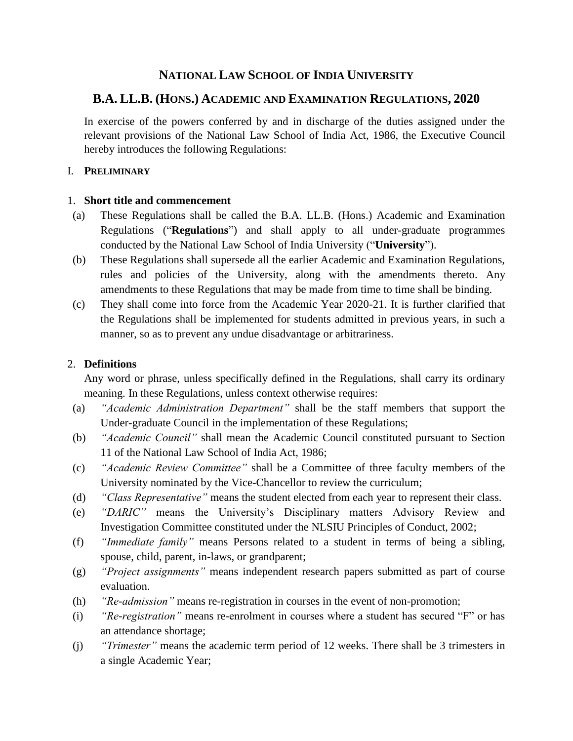# NATIONAL LAW SCHOOL OF INDIA UNIVERSITY

## B.A. LL.B. (HONS.) ACADEMIC AND EXAMINATION REGULATIONS, 2020

In exercise of the powers conferred by and in discharge of the duties assigned under the relevant provisions of the National Law School of India Act, 1986, the Executive Council hereby introduces the following Regulations:

### I. PRELIMINARY

#### 1. Short title and commencement

(a) These Regulations shall be called the B.A. LL.B. (Hons.) Academic and Examination Regulations ("**Regulations**") and shall apply to all under-graduate programmes conducted by the National Law School of India University ("**University**").

(b) These Regulations shall supersede all the earlier Academic and Examination Regulations, rules and policies of the University, along with the amendments thereto. Any amendments to these Regulations that may be made from time to time shall be binding.

(c) They shall come into force from the Academic Year 2020-21. It is further clarified that the Regulations shall be implemented for students admitted in previous years, in such a manner, so as to prevent any undue disadvantage or arbitrariness.

#### 2. Definitions

Any word or phrase, unless specifically defined in the Regulations, shall carry its ordinary meaning. In these Regulations, unless context otherwise requires:

(a) *"Academic Administration Department"* shall be the staff members that support the Under-graduate Council in the implementation of these Regulations;

(b) *"Academic Council"* shall mean the Academic Council constituted pursuant to Section 11 of the National Law School of India Act, 1986;

(c) *"Academic Review Committee"* shall be a Committee of three faculty members of the University nominated by the Vice-Chancellor to review the curriculum;

(d) *"Class Representative"* means the student elected from each year to represent their class.

(e) *"DARIC"* means the University's Disciplinary matters Advisory Review and Investigation Committee constituted under the NLSIU Principles of Conduct, 2002;

(f) *"Immediate family"* means Persons related to a student in terms of being a sibling, spouse, child, parent, in-laws, or grandparent;

(g) *"Project assignments"* means independent research papers submitted as part of course evaluation.

(h) *"Re-admission"* means re-registration in courses in the event of non-promotion;

(i) *"Re-registration"* means re-enrolment in courses where a student has secured "F" or has an attendance shortage;

(j) *"Trimester"* means the academic term period of 12 weeks. There shall be 3 trimesters in a single Academic Year;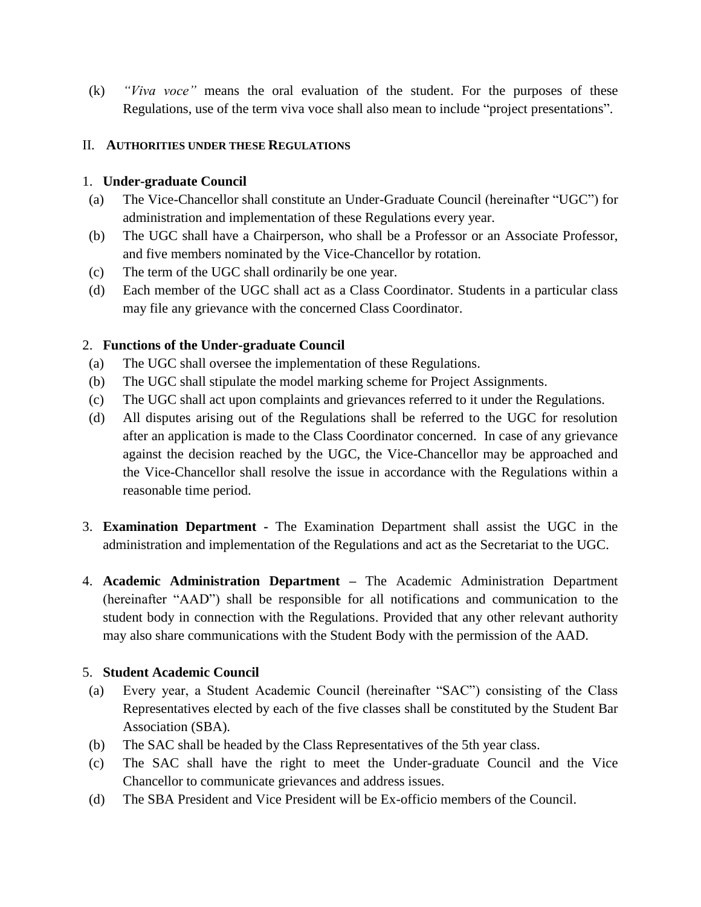(k) *"Viva voce"* means the oral evaluation of the student. For the purposes of these Regulations, use of the term viva voce shall also mean to include "project presentations".

## II. AUTHORITIES UNDER THESE REGULATIONS

### 1. Under-graduate Council

(a) The Vice-Chancellor shall constitute an Under-Graduate Council (hereinafter "UGC") for administration and implementation of these Regulations every year.

(b) The UGC shall have a Chairperson, who shall be a Professor or an Associate Professor, and five members nominated by the Vice-Chancellor by rotation.

(c) The term of the UGC shall ordinarily be one year.

(d) Each member of the UGC shall act as a Class Coordinator. Students in a particular class may file any grievance with the concerned Class Coordinator.

### 2. Functions of the Under-graduate Council

(a) The UGC shall oversee the implementation of these Regulations.

(b) The UGC shall stipulate the model marking scheme for Project Assignments.

(c) The UGC shall act upon complaints and grievances referred to it under the Regulations.

(d) All disputes arising out of the Regulations shall be referred to the UGC for resolution after an application is made to the Class Coordinator concerned. In case of any grievance against the decision reached by the UGC, the Vice-Chancellor may be approached and the Vice-Chancellor shall resolve the issue in accordance with the Regulations within a reasonable time period.

3. **Examination Department -** The Examination Department shall assist the UGC in the administration and implementation of the Regulations and act as the Secretariat to the UGC.

4. **Academic Administration Department –** The Academic Administration Department (hereinafter "AAD") shall be responsible for all notifications and communication to the student body in connection with the Regulations. Provided that any other relevant authority may also share communications with the Student Body with the permission of the AAD.

### 5. Student Academic Council

(a) Every year, a Student Academic Council (hereinafter "SAC") consisting of the Class Representatives elected by each of the five classes shall be constituted by the Student Bar Association (SBA).

(b) The SAC shall be headed by the Class Representatives of the 5th year class.

(c) The SAC shall have the right to meet the Under-graduate Council and the Vice Chancellor to communicate grievances and address issues.

(d) The SBA President and Vice President will be Ex-officio members of the Council.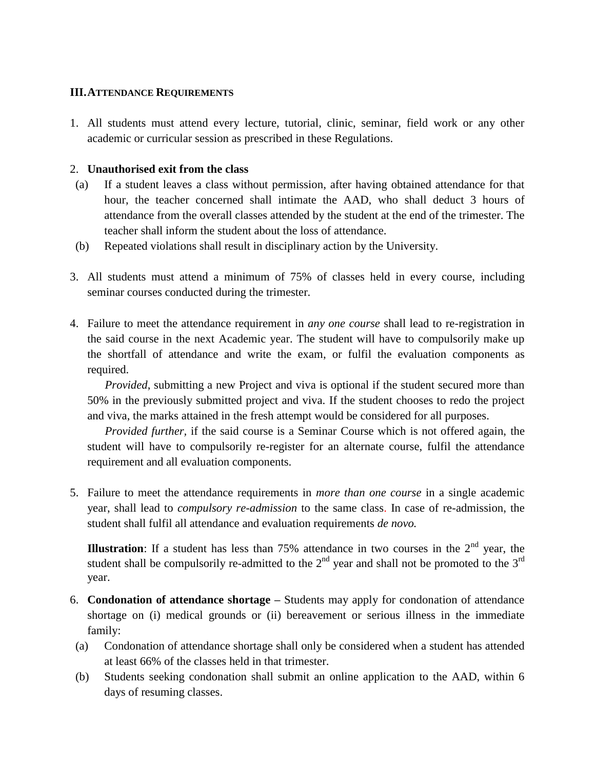## III. ATTENDANCE REQUIREMENTS

1. All students must attend every lecture, tutorial, clinic, seminar, field work or any other academic or curricular session as prescribed in these Regulations.

2. **Unauthorised exit from the class**
   (a) If a student leaves a class without permission, after having obtained attendance for that hour, the teacher concerned shall intimate the AAD, who shall deduct 3 hours of attendance from the overall classes attended by the student at the end of the trimester. The teacher shall inform the student about the loss of attendance.
   (b) Repeated violations shall result in disciplinary action by the University.

3. All students must attend a minimum of 75% of classes held in every course, including seminar courses conducted during the trimester.

4. Failure to meet the attendance requirement in *any one course* shall lead to re-registration in the said course in the next Academic year. The student will have to compulsorily make up the shortfall of attendance and write the exam, or fulfil the evaluation components as required.

   *Provided*, submitting a new Project and viva is optional if the student secured more than 50% in the previously submitted project and viva. If the student chooses to redo the project and viva, the marks attained in the fresh attempt would be considered for all purposes.

   *Provided further*, if the said course is a Seminar Course which is not offered again, the student will have to compulsorily re-register for an alternate course, fulfil the attendance requirement and all evaluation components.

5. Failure to meet the attendance requirements in *more than one course* in a single academic year, shall lead to *compulsory re-admission* to the same class. In case of re-admission, the student shall fulfil all attendance and evaluation requirements *de novo.*

   **Illustration**: If a student has less than 75% attendance in two courses in the 2nd year, the student shall be compulsorily re-admitted to the 2nd year and shall not be promoted to the 3rd year.

6. **Condonation of attendance shortage –** Students may apply for condonation of attendance shortage on (i) medical grounds or (ii) bereavement or serious illness in the immediate family:
   (a) Condonation of attendance shortage shall only be considered when a student has attended at least 66% of the classes held in that trimester.
   (b) Students seeking condonation shall submit an online application to the AAD, within 6 days of resuming classes.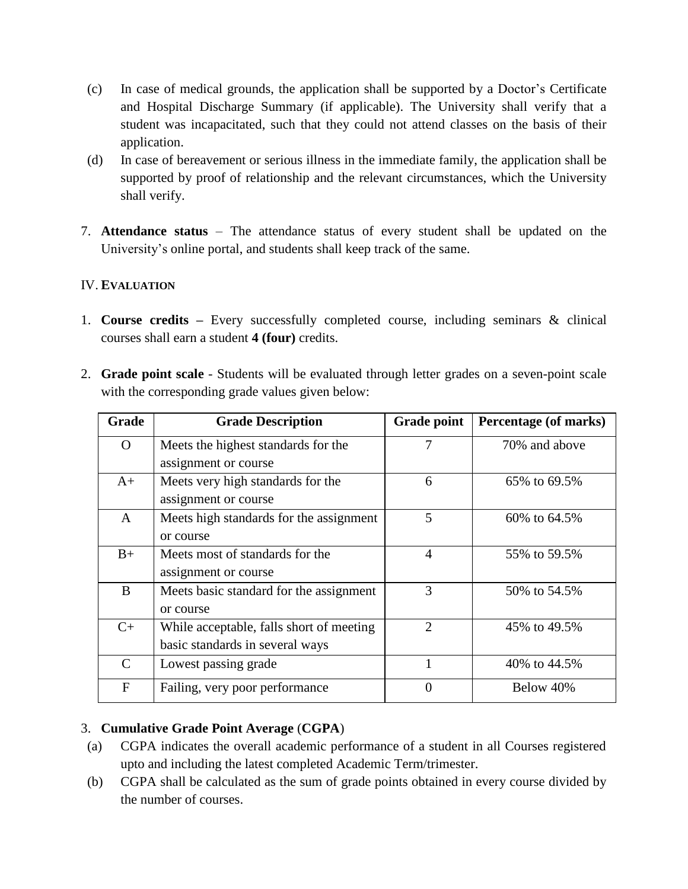(c) In case of medical grounds, the application shall be supported by a Doctor's Certificate and Hospital Discharge Summary (if applicable). The University shall verify that a student was incapacitated, such that they could not attend classes on the basis of their application.

(d) In case of bereavement or serious illness in the immediate family, the application shall be supported by proof of relationship and the relevant circumstances, which the University shall verify.

7. **Attendance status** – The attendance status of every student shall be updated on the University's online portal, and students shall keep track of the same.

## IV. EVALUATION

1. **Course credits –** Every successfully completed course, including seminars & clinical courses shall earn a student **4 (four)** credits.

2. **Grade point scale** - Students will be evaluated through letter grades on a seven-point scale with the corresponding grade values given below:

| Grade | Grade Description | Grade point | Percentage (of marks) |
|---|---|---|---|
| O | Meets the highest standards for the assignment or course | 7 | 70% and above |
| A+ | Meets very high standards for the assignment or course | 6 | 65% to 69.5% |
| A | Meets high standards for the assignment or course | 5 | 60% to 64.5% |
| B+ | Meets most of standards for the assignment or course | 4 | 55% to 59.5% |
| B | Meets basic standard for the assignment or course | 3 | 50% to 54.5% |
| C+ | While acceptable, falls short of meeting basic standards in several ways | 2 | 45% to 49.5% |
| C | Lowest passing grade | 1 | 40% to 44.5% |
| F | Failing, very poor performance | 0 | Below 40% |

3. **Cumulative Grade Point Average** (**CGPA**)

(a) CGPA indicates the overall academic performance of a student in all Courses registered upto and including the latest completed Academic Term/trimester.

(b) CGPA shall be calculated as the sum of grade points obtained in every course divided by the number of courses.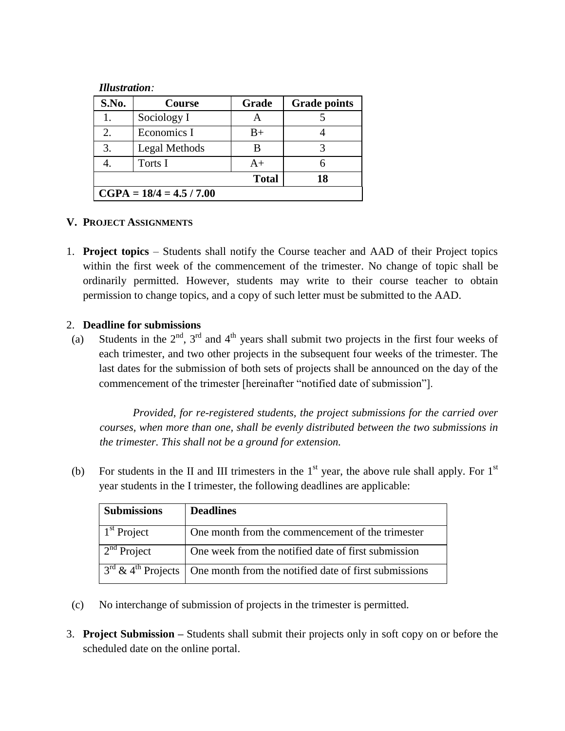***Illustration**:*

| S.No. | Course | Grade | Grade points |
|---|---|---|---|
| 1. | Sociology I | A | 5 |
| 2. | Economics I | B+ | 4 |
| 3. | Legal Methods | B | 3 |
| 4. | Torts I | A+ | 6 |
| | | **Total** | **18** |
| **CGPA = 18/4 = 4.5 / 7.00** | | | |

## V. PROJECT ASSIGNMENTS

1. **Project topics** – Students shall notify the Course teacher and AAD of their Project topics within the first week of the commencement of the trimester. No change of topic shall be ordinarily permitted. However, students may write to their course teacher to obtain permission to change topics, and a copy of such letter must be submitted to the AAD.

2. **Deadline for submissions**

   (a) Students in the 2nd, 3rd and 4th years shall submit two projects in the first four weeks of each trimester, and two other projects in the subsequent four weeks of the trimester. The last dates for the submission of both sets of projects shall be announced on the day of the commencement of the trimester [hereinafter "notified date of submission"].

   *Provided, for re-registered students, the project submissions for the carried over courses, when more than one, shall be evenly distributed between the two submissions in the trimester. This shall not be a ground for extension.*

   (b) For students in the II and III trimesters in the 1st year, the above rule shall apply. For 1st year students in the I trimester, the following deadlines are applicable:

   | Submissions | Deadlines |
   |---|---|
   | 1st Project | One month from the commencement of the trimester |
   | 2nd Project | One week from the notified date of first submission |
   | 3rd & 4th Projects | One month from the notified date of first submissions |

   (c) No interchange of submission of projects in the trimester is permitted.

3. **Project Submission –** Students shall submit their projects only in soft copy on or before the scheduled date on the online portal.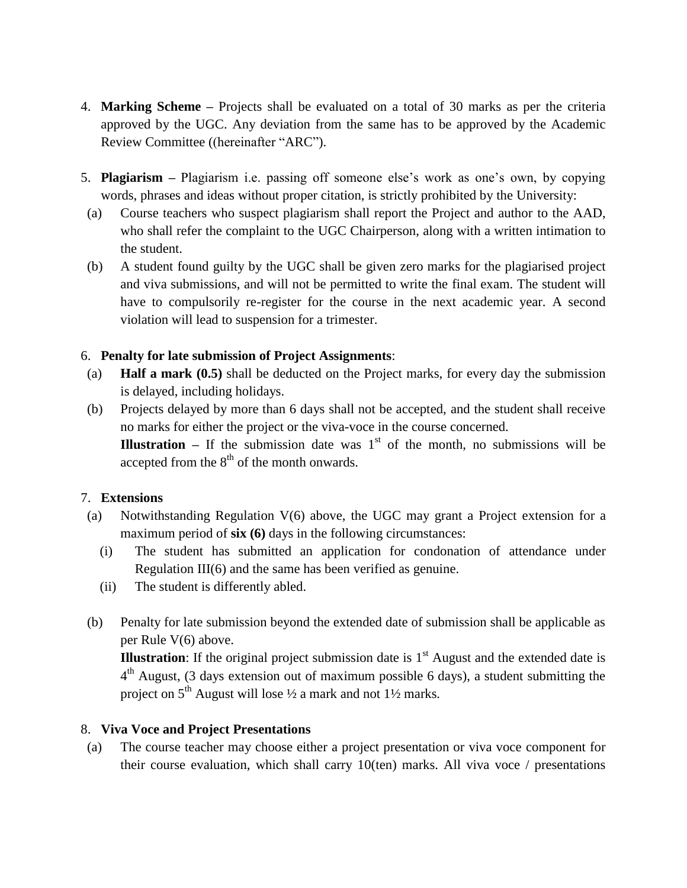4. **Marking Scheme –** Projects shall be evaluated on a total of 30 marks as per the criteria approved by the UGC. Any deviation from the same has to be approved by the Academic Review Committee ((hereinafter "ARC").

5. **Plagiarism –** Plagiarism i.e. passing off someone else's work as one's own, by copying words, phrases and ideas without proper citation, is strictly prohibited by the University:
   - (a) Course teachers who suspect plagiarism shall report the Project and author to the AAD, who shall refer the complaint to the UGC Chairperson, along with a written intimation to the student.
   - (b) A student found guilty by the UGC shall be given zero marks for the plagiarised project and viva submissions, and will not be permitted to write the final exam. The student will have to compulsorily re-register for the course in the next academic year. A second violation will lead to suspension for a trimester.

6. **Penalty for late submission of Project Assignments**:
   - (a) **Half a mark (0.5)** shall be deducted on the Project marks, for every day the submission is delayed, including holidays.
   - (b) Projects delayed by more than 6 days shall not be accepted, and the student shall receive no marks for either the project or the viva-voce in the course concerned.

     **Illustration –** If the submission date was 1st of the month, no submissions will be accepted from the 8th of the month onwards.

7. **Extensions**
   - (a) Notwithstanding Regulation V(6) above, the UGC may grant a Project extension for a maximum period of **six (6)** days in the following circumstances:
     - (i) The student has submitted an application for condonation of attendance under Regulation III(6) and the same has been verified as genuine.
     - (ii) The student is differently abled.
   - (b) Penalty for late submission beyond the extended date of submission shall be applicable as per Rule V(6) above.

     **Illustration**: If the original project submission date is 1st August and the extended date is 4th August, (3 days extension out of maximum possible 6 days), a student submitting the project on 5th August will lose ½ a mark and not 1½ marks.

8. **Viva Voce and Project Presentations**
   - (a) The course teacher may choose either a project presentation or viva voce component for their course evaluation, which shall carry 10(ten) marks. All viva voce / presentations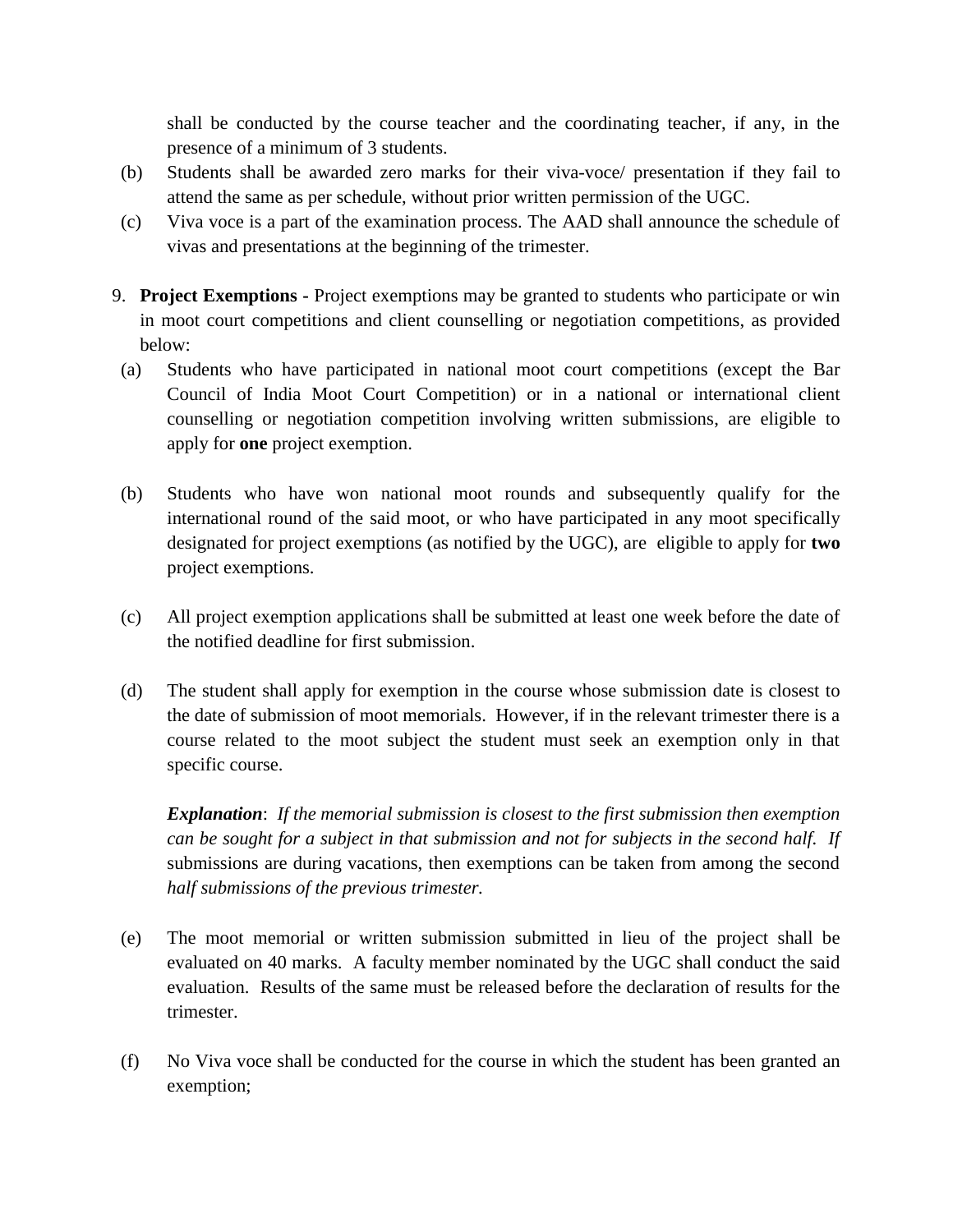shall be conducted by the course teacher and the coordinating teacher, if any, in the presence of a minimum of 3 students.

(b) Students shall be awarded zero marks for their viva-voce/ presentation if they fail to attend the same as per schedule, without prior written permission of the UGC.

(c) Viva voce is a part of the examination process. The AAD shall announce the schedule of vivas and presentations at the beginning of the trimester.

9. **Project Exemptions -** Project exemptions may be granted to students who participate or win in moot court competitions and client counselling or negotiation competitions, as provided below:

(a) Students who have participated in national moot court competitions (except the Bar Council of India Moot Court Competition) or in a national or international client counselling or negotiation competition involving written submissions, are eligible to apply for **one** project exemption.

(b) Students who have won national moot rounds and subsequently qualify for the international round of the said moot, or who have participated in any moot specifically designated for project exemptions (as notified by the UGC), are eligible to apply for **two** project exemptions.

(c) All project exemption applications shall be submitted at least one week before the date of the notified deadline for first submission.

(d) The student shall apply for exemption in the course whose submission date is closest to the date of submission of moot memorials. However, if in the relevant trimester there is a course related to the moot subject the student must seek an exemption only in that specific course.

***Explanation***: *If the memorial submission is closest to the first submission then exemption can be sought for a subject in that submission and not for subjects in the second half. If* submissions are during vacations, then exemptions can be taken from among the second *half submissions of the previous trimester.*

(e) The moot memorial or written submission submitted in lieu of the project shall be evaluated on 40 marks. A faculty member nominated by the UGC shall conduct the said evaluation. Results of the same must be released before the declaration of results for the trimester.

(f) No Viva voce shall be conducted for the course in which the student has been granted an exemption;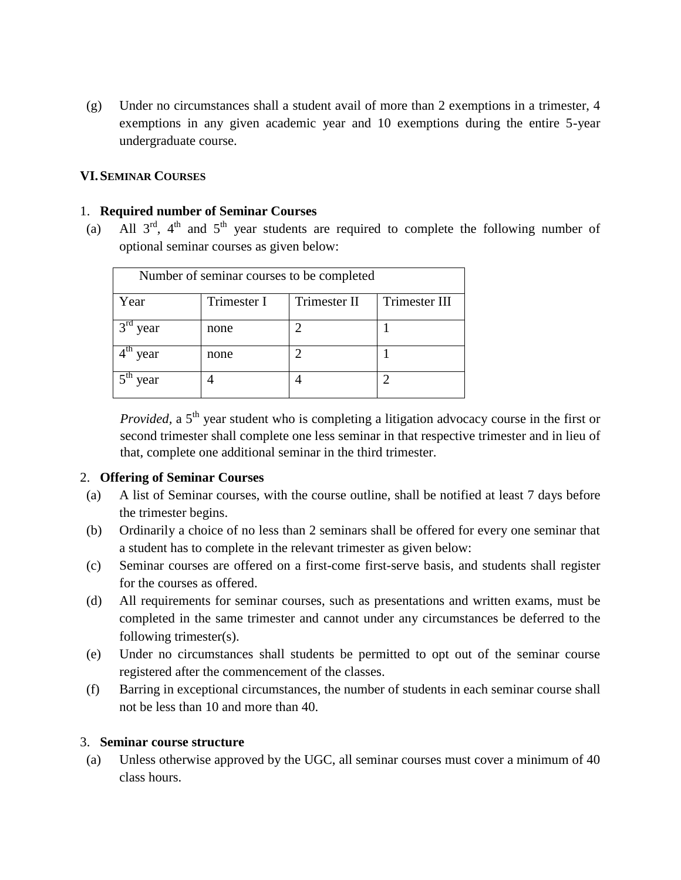(g) Under no circumstances shall a student avail of more than 2 exemptions in a trimester, 4 exemptions in any given academic year and 10 exemptions during the entire 5-year undergraduate course.

## VI. SEMINAR COURSES

### 1. Required number of Seminar Courses

(a) All 3rd, 4th and 5th year students are required to complete the following number of optional seminar courses as given below:

| Number of seminar courses to be completed | | | |
|---|---|---|---|
| Year | Trimester I | Trimester II | Trimester III |
| 3rd year | none | 2 | 1 |
| 4th year | none | 2 | 1 |
| 5th year | 4 | 4 | 2 |

*Provided*, a 5th year student who is completing a litigation advocacy course in the first or second trimester shall complete one less seminar in that respective trimester and in lieu of that, complete one additional seminar in the third trimester.

### 2. Offering of Seminar Courses

(a) A list of Seminar courses, with the course outline, shall be notified at least 7 days before the trimester begins.

(b) Ordinarily a choice of no less than 2 seminars shall be offered for every one seminar that a student has to complete in the relevant trimester as given below:

(c) Seminar courses are offered on a first-come first-serve basis, and students shall register for the courses as offered.

(d) All requirements for seminar courses, such as presentations and written exams, must be completed in the same trimester and cannot under any circumstances be deferred to the following trimester(s).

(e) Under no circumstances shall students be permitted to opt out of the seminar course registered after the commencement of the classes.

(f) Barring in exceptional circumstances, the number of students in each seminar course shall not be less than 10 and more than 40.

### 3. Seminar course structure

(a) Unless otherwise approved by the UGC, all seminar courses must cover a minimum of 40 class hours.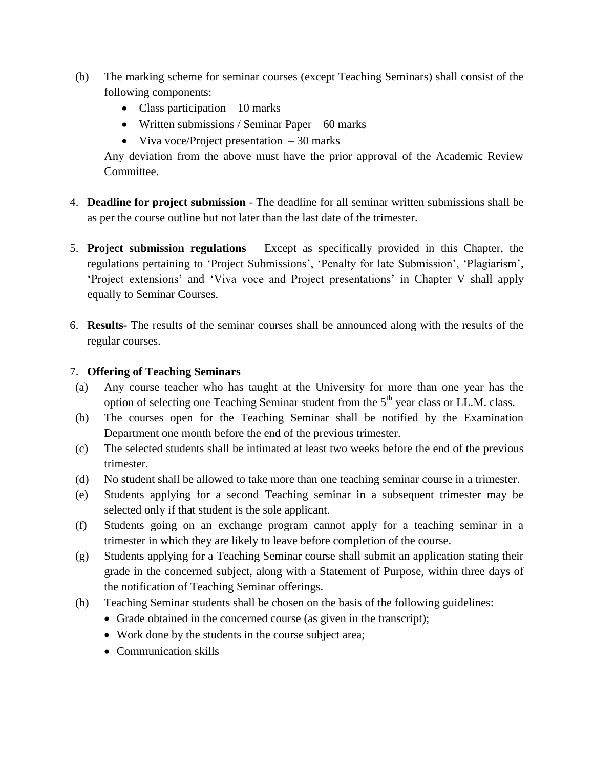(b) The marking scheme for seminar courses (except Teaching Seminars) shall consist of the following components:

- Class participation – 10 marks
- Written submissions / Seminar Paper – 60 marks
- Viva voce/Project presentation – 30 marks

Any deviation from the above must have the prior approval of the Academic Review Committee.

4. **Deadline for project submission** - The deadline for all seminar written submissions shall be as per the course outline but not later than the last date of the trimester.

5. **Project submission regulations** – Except as specifically provided in this Chapter, the regulations pertaining to 'Project Submissions', 'Penalty for late Submission', 'Plagiarism', 'Project extensions' and 'Viva voce and Project presentations' in Chapter V shall apply equally to Seminar Courses.

6. **Results-** The results of the seminar courses shall be announced along with the results of the regular courses.

7. **Offering of Teaching Seminars**

(a) Any course teacher who has taught at the University for more than one year has the option of selecting one Teaching Seminar student from the 5th year class or LL.M. class.

(b) The courses open for the Teaching Seminar shall be notified by the Examination Department one month before the end of the previous trimester.

(c) The selected students shall be intimated at least two weeks before the end of the previous trimester.

(d) No student shall be allowed to take more than one teaching seminar course in a trimester.

(e) Students applying for a second Teaching seminar in a subsequent trimester may be selected only if that student is the sole applicant.

(f) Students going on an exchange program cannot apply for a teaching seminar in a trimester in which they are likely to leave before completion of the course.

(g) Students applying for a Teaching Seminar course shall submit an application stating their grade in the concerned subject, along with a Statement of Purpose, within three days of the notification of Teaching Seminar offerings.

(h) Teaching Seminar students shall be chosen on the basis of the following guidelines:

- Grade obtained in the concerned course (as given in the transcript);
- Work done by the students in the course subject area;
- Communication skills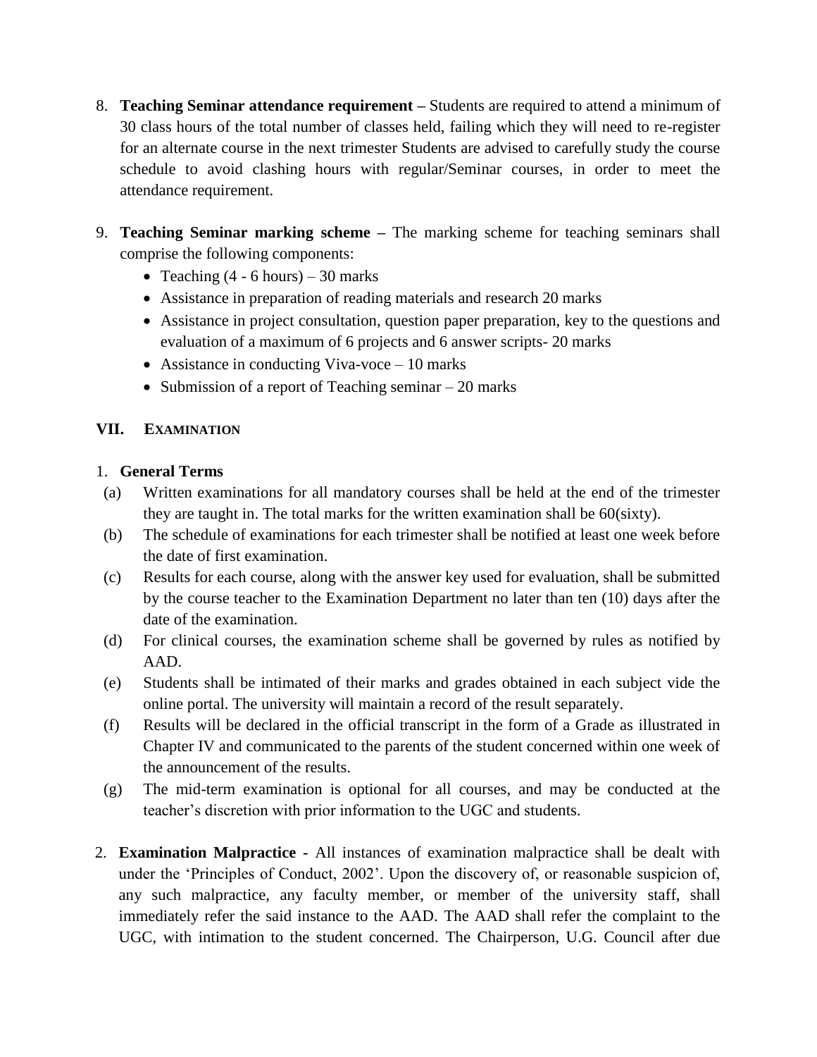8. **Teaching Seminar attendance requirement –** Students are required to attend a minimum of 30 class hours of the total number of classes held, failing which they will need to re-register for an alternate course in the next trimester Students are advised to carefully study the course schedule to avoid clashing hours with regular/Seminar courses, in order to meet the attendance requirement.

9. **Teaching Seminar marking scheme –** The marking scheme for teaching seminars shall comprise the following components:
   - Teaching (4 - 6 hours) – 30 marks
   - Assistance in preparation of reading materials and research 20 marks
   - Assistance in project consultation, question paper preparation, key to the questions and evaluation of a maximum of 6 projects and 6 answer scripts- 20 marks
   - Assistance in conducting Viva-voce – 10 marks
   - Submission of a report of Teaching seminar – 20 marks

## VII. EXAMINATION

1. **General Terms**

(a) Written examinations for all mandatory courses shall be held at the end of the trimester they are taught in. The total marks for the written examination shall be 60(sixty).

(b) The schedule of examinations for each trimester shall be notified at least one week before the date of first examination.

(c) Results for each course, along with the answer key used for evaluation, shall be submitted by the course teacher to the Examination Department no later than ten (10) days after the date of the examination.

(d) For clinical courses, the examination scheme shall be governed by rules as notified by AAD.

(e) Students shall be intimated of their marks and grades obtained in each subject vide the online portal. The university will maintain a record of the result separately.

(f) Results will be declared in the official transcript in the form of a Grade as illustrated in Chapter IV and communicated to the parents of the student concerned within one week of the announcement of the results.

(g) The mid-term examination is optional for all courses, and may be conducted at the teacher's discretion with prior information to the UGC and students.

2. **Examination Malpractice -** All instances of examination malpractice shall be dealt with under the 'Principles of Conduct, 2002'. Upon the discovery of, or reasonable suspicion of, any such malpractice, any faculty member, or member of the university staff, shall immediately refer the said instance to the AAD. The AAD shall refer the complaint to the UGC, with intimation to the student concerned. The Chairperson, U.G. Council after due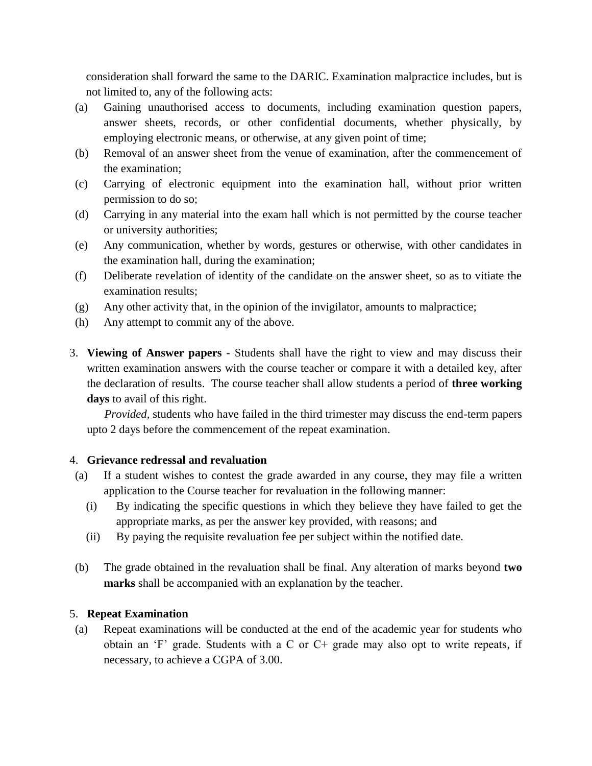consideration shall forward the same to the DARIC. Examination malpractice includes, but is not limited to, any of the following acts:

(a) Gaining unauthorised access to documents, including examination question papers, answer sheets, records, or other confidential documents, whether physically, by employing electronic means, or otherwise, at any given point of time;

(b) Removal of an answer sheet from the venue of examination, after the commencement of the examination;

(c) Carrying of electronic equipment into the examination hall, without prior written permission to do so;

(d) Carrying in any material into the exam hall which is not permitted by the course teacher or university authorities;

(e) Any communication, whether by words, gestures or otherwise, with other candidates in the examination hall, during the examination;

(f) Deliberate revelation of identity of the candidate on the answer sheet, so as to vitiate the examination results;

(g) Any other activity that, in the opinion of the invigilator, amounts to malpractice;

(h) Any attempt to commit any of the above.

3. **Viewing of Answer papers** - Students shall have the right to view and may discuss their written examination answers with the course teacher or compare it with a detailed key, after the declaration of results. The course teacher shall allow students a period of **three working days** to avail of this right.

   *Provided*, students who have failed in the third trimester may discuss the end-term papers upto 2 days before the commencement of the repeat examination.

4. **Grievance redressal and revaluation**

(a) If a student wishes to contest the grade awarded in any course, they may file a written application to the Course teacher for revaluation in the following manner:

   (i) By indicating the specific questions in which they believe they have failed to get the appropriate marks, as per the answer key provided, with reasons; and

   (ii) By paying the requisite revaluation fee per subject within the notified date.

(b) The grade obtained in the revaluation shall be final. Any alteration of marks beyond **two marks** shall be accompanied with an explanation by the teacher.

5. **Repeat Examination**

(a) Repeat examinations will be conducted at the end of the academic year for students who obtain an 'F' grade. Students with a C or C+ grade may also opt to write repeats, if necessary, to achieve a CGPA of 3.00.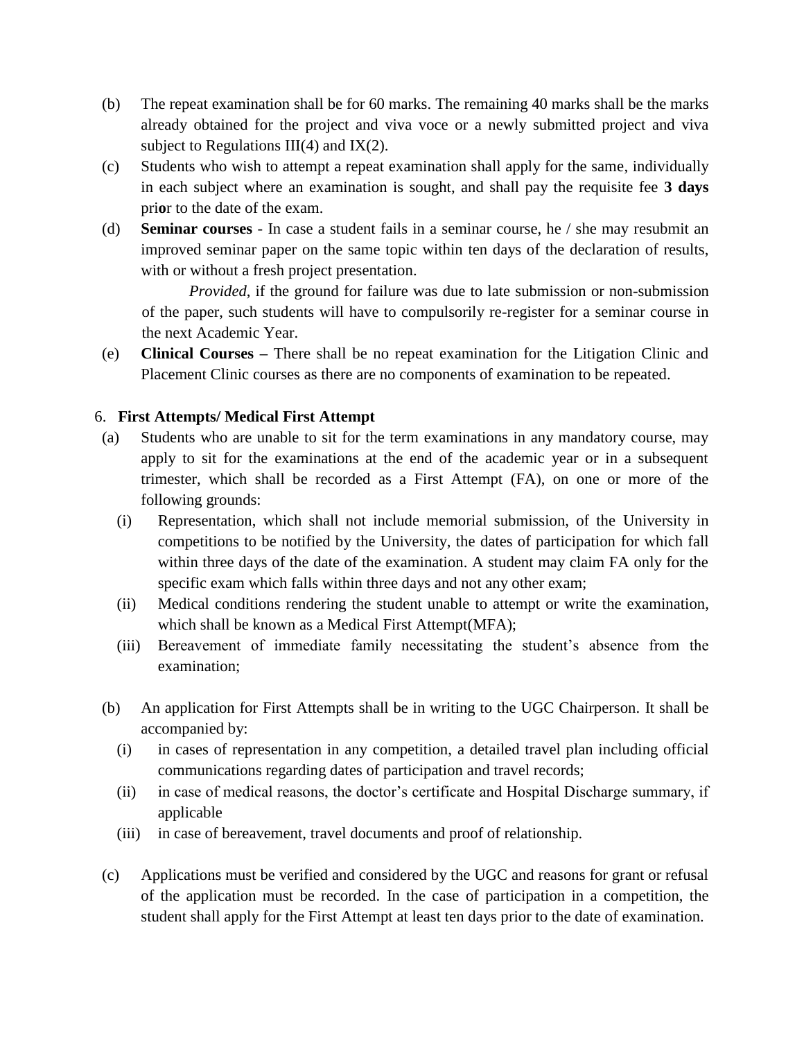(b) The repeat examination shall be for 60 marks. The remaining 40 marks shall be the marks already obtained for the project and viva voce or a newly submitted project and viva subject to Regulations III(4) and IX(2).

(c) Students who wish to attempt a repeat examination shall apply for the same, individually in each subject where an examination is sought, and shall pay the requisite fee **3 days** pri**o**r to the date of the exam.

(d) **Seminar courses** - In case a student fails in a seminar course, he / she may resubmit an improved seminar paper on the same topic within ten days of the declaration of results, with or without a fresh project presentation.

*Provided*, if the ground for failure was due to late submission or non-submission of the paper, such students will have to compulsorily re-register for a seminar course in the next Academic Year.

(e) **Clinical Courses –** There shall be no repeat examination for the Litigation Clinic and Placement Clinic courses as there are no components of examination to be repeated.

6. **First Attempts/ Medical First Attempt**

(a) Students who are unable to sit for the term examinations in any mandatory course, may apply to sit for the examinations at the end of the academic year or in a subsequent trimester, which shall be recorded as a First Attempt (FA), on one or more of the following grounds:

(i) Representation, which shall not include memorial submission, of the University in competitions to be notified by the University, the dates of participation for which fall within three days of the date of the examination. A student may claim FA only for the specific exam which falls within three days and not any other exam;

(ii) Medical conditions rendering the student unable to attempt or write the examination, which shall be known as a Medical First Attempt(MFA);

(iii) Bereavement of immediate family necessitating the student's absence from the examination;

(b) An application for First Attempts shall be in writing to the UGC Chairperson. It shall be accompanied by:

(i) in cases of representation in any competition, a detailed travel plan including official communications regarding dates of participation and travel records;

(ii) in case of medical reasons, the doctor's certificate and Hospital Discharge summary, if applicable

(iii) in case of bereavement, travel documents and proof of relationship.

(c) Applications must be verified and considered by the UGC and reasons for grant or refusal of the application must be recorded. In the case of participation in a competition, the student shall apply for the First Attempt at least ten days prior to the date of examination.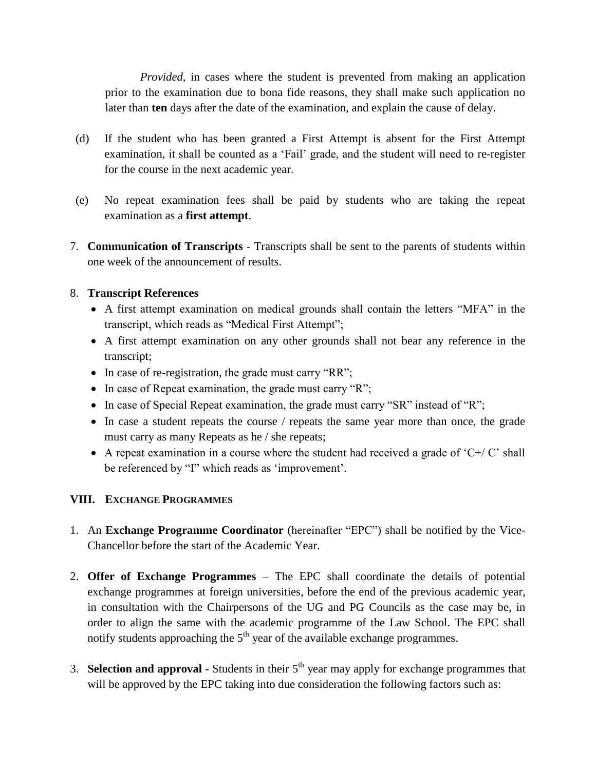*Provided,* in cases where the student is prevented from making an application prior to the examination due to bona fide reasons, they shall make such application no later than **ten** days after the date of the examination, and explain the cause of delay.

(d) If the student who has been granted a First Attempt is absent for the First Attempt examination, it shall be counted as a 'Fail' grade, and the student will need to re-register for the course in the next academic year.

(e) No repeat examination fees shall be paid by students who are taking the repeat examination as a **first attempt**.

7. **Communication of Transcripts** - Transcripts shall be sent to the parents of students within one week of the announcement of results.

8. **Transcript References**
   - A first attempt examination on medical grounds shall contain the letters "MFA" in the transcript, which reads as "Medical First Attempt";
   - A first attempt examination on any other grounds shall not bear any reference in the transcript;
   - In case of re-registration, the grade must carry "RR";
   - In case of Repeat examination, the grade must carry "R";
   - In case of Special Repeat examination, the grade must carry "SR" instead of "R";
   - In case a student repeats the course / repeats the same year more than once, the grade must carry as many Repeats as he / she repeats;
   - A repeat examination in a course where the student had received a grade of 'C+/ C' shall be referenced by "I" which reads as 'improvement'.

## VIII. EXCHANGE PROGRAMMES

1. An **Exchange Programme Coordinator** (hereinafter "EPC") shall be notified by the Vice-Chancellor before the start of the Academic Year.

2. **Offer of Exchange Programmes** – The EPC shall coordinate the details of potential exchange programmes at foreign universities, before the end of the previous academic year, in consultation with the Chairpersons of the UG and PG Councils as the case may be, in order to align the same with the academic programme of the Law School. The EPC shall notify students approaching the 5th year of the available exchange programmes.

3. **Selection and approval -** Students in their 5th year may apply for exchange programmes that will be approved by the EPC taking into due consideration the following factors such as: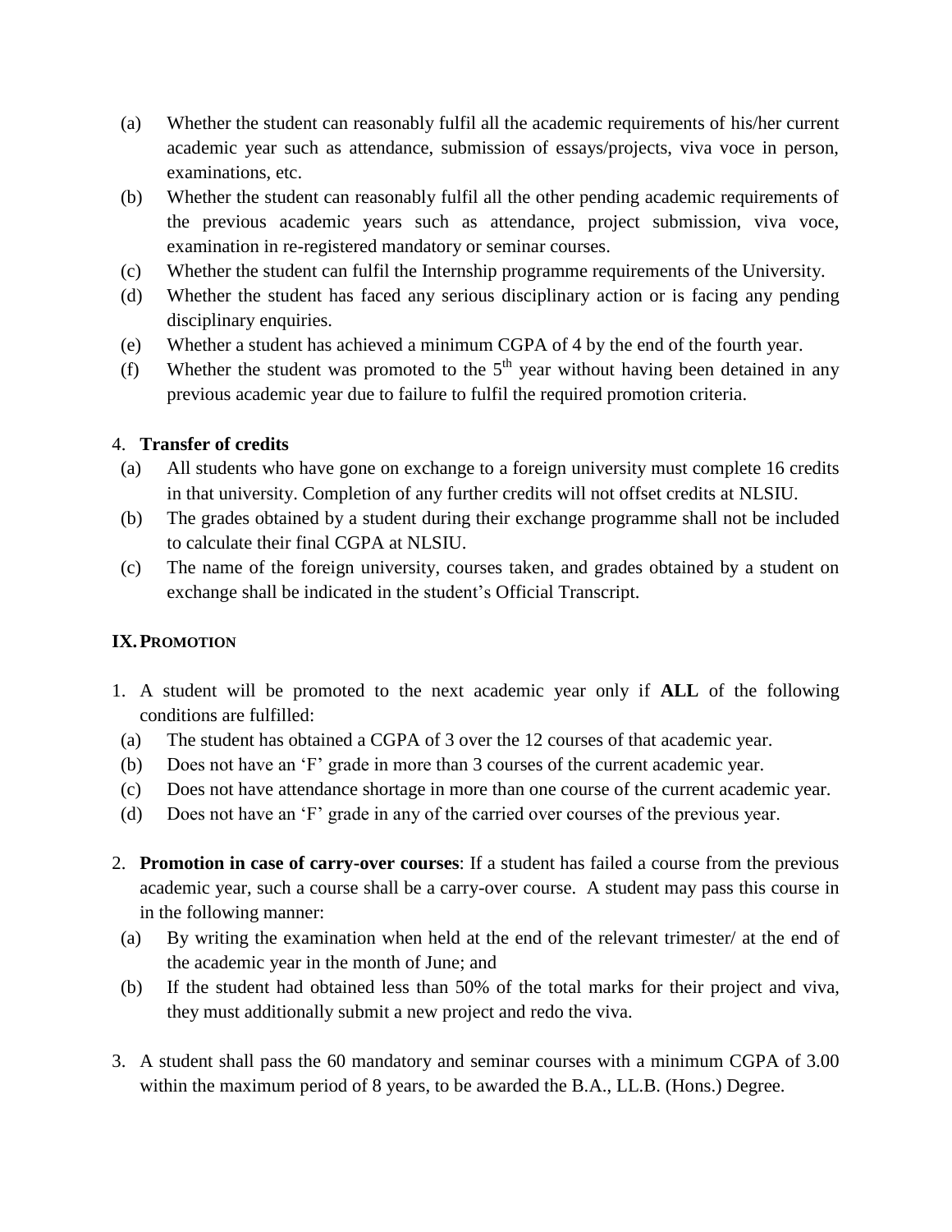(a) Whether the student can reasonably fulfil all the academic requirements of his/her current academic year such as attendance, submission of essays/projects, viva voce in person, examinations, etc.

(b) Whether the student can reasonably fulfil all the other pending academic requirements of the previous academic years such as attendance, project submission, viva voce, examination in re-registered mandatory or seminar courses.

(c) Whether the student can fulfil the Internship programme requirements of the University.

(d) Whether the student has faced any serious disciplinary action or is facing any pending disciplinary enquiries.

(e) Whether a student has achieved a minimum CGPA of 4 by the end of the fourth year.

(f) Whether the student was promoted to the 5th year without having been detained in any previous academic year due to failure to fulfil the required promotion criteria.

4. **Transfer of credits**

(a) All students who have gone on exchange to a foreign university must complete 16 credits in that university. Completion of any further credits will not offset credits at NLSIU.

(b) The grades obtained by a student during their exchange programme shall not be included to calculate their final CGPA at NLSIU.

(c) The name of the foreign university, courses taken, and grades obtained by a student on exchange shall be indicated in the student's Official Transcript.

## IX. PROMOTION

1. A student will be promoted to the next academic year only if **ALL** of the following conditions are fulfilled:

(a) The student has obtained a CGPA of 3 over the 12 courses of that academic year.

(b) Does not have an 'F' grade in more than 3 courses of the current academic year.

(c) Does not have attendance shortage in more than one course of the current academic year.

(d) Does not have an 'F' grade in any of the carried over courses of the previous year.

2. **Promotion in case of carry-over courses**: If a student has failed a course from the previous academic year, such a course shall be a carry-over course. A student may pass this course in in the following manner:

(a) By writing the examination when held at the end of the relevant trimester/ at the end of the academic year in the month of June; and

(b) If the student had obtained less than 50% of the total marks for their project and viva, they must additionally submit a new project and redo the viva.

3. A student shall pass the 60 mandatory and seminar courses with a minimum CGPA of 3.00 within the maximum period of 8 years, to be awarded the B.A., LL.B. (Hons.) Degree.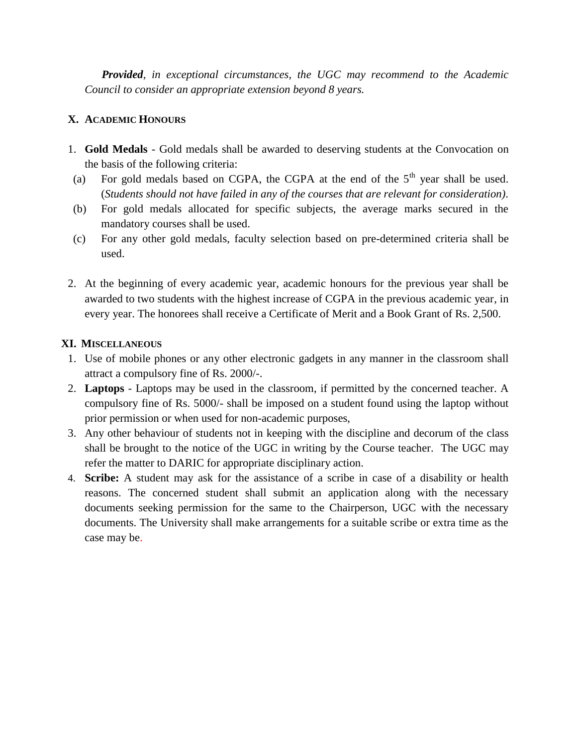***Provided**, in exceptional circumstances, the UGC may recommend to the Academic Council to consider an appropriate extension beyond 8 years.*

## X. ACADEMIC HONOURS

1. **Gold Medals** - Gold medals shall be awarded to deserving students at the Convocation on the basis of the following criteria:
   (a) For gold medals based on CGPA, the CGPA at the end of the 5th year shall be used. (*Students should not have failed in any of the courses that are relevant for consideration)*.
   (b) For gold medals allocated for specific subjects, the average marks secured in the mandatory courses shall be used.
   (c) For any other gold medals, faculty selection based on pre-determined criteria shall be used.

2. At the beginning of every academic year, academic honours for the previous year shall be awarded to two students with the highest increase of CGPA in the previous academic year, in every year. The honorees shall receive a Certificate of Merit and a Book Grant of Rs. 2,500.

## XI. MISCELLANEOUS

1. Use of mobile phones or any other electronic gadgets in any manner in the classroom shall attract a compulsory fine of Rs. 2000/-.
2. **Laptops** - Laptops may be used in the classroom, if permitted by the concerned teacher. A compulsory fine of Rs. 5000/- shall be imposed on a student found using the laptop without prior permission or when used for non-academic purposes,
3. Any other behaviour of students not in keeping with the discipline and decorum of the class shall be brought to the notice of the UGC in writing by the Course teacher. The UGC may refer the matter to DARIC for appropriate disciplinary action.
4. **Scribe:** A student may ask for the assistance of a scribe in case of a disability or health reasons. The concerned student shall submit an application along with the necessary documents seeking permission for the same to the Chairperson, UGC with the necessary documents. The University shall make arrangements for a suitable scribe or extra time as the case may be.